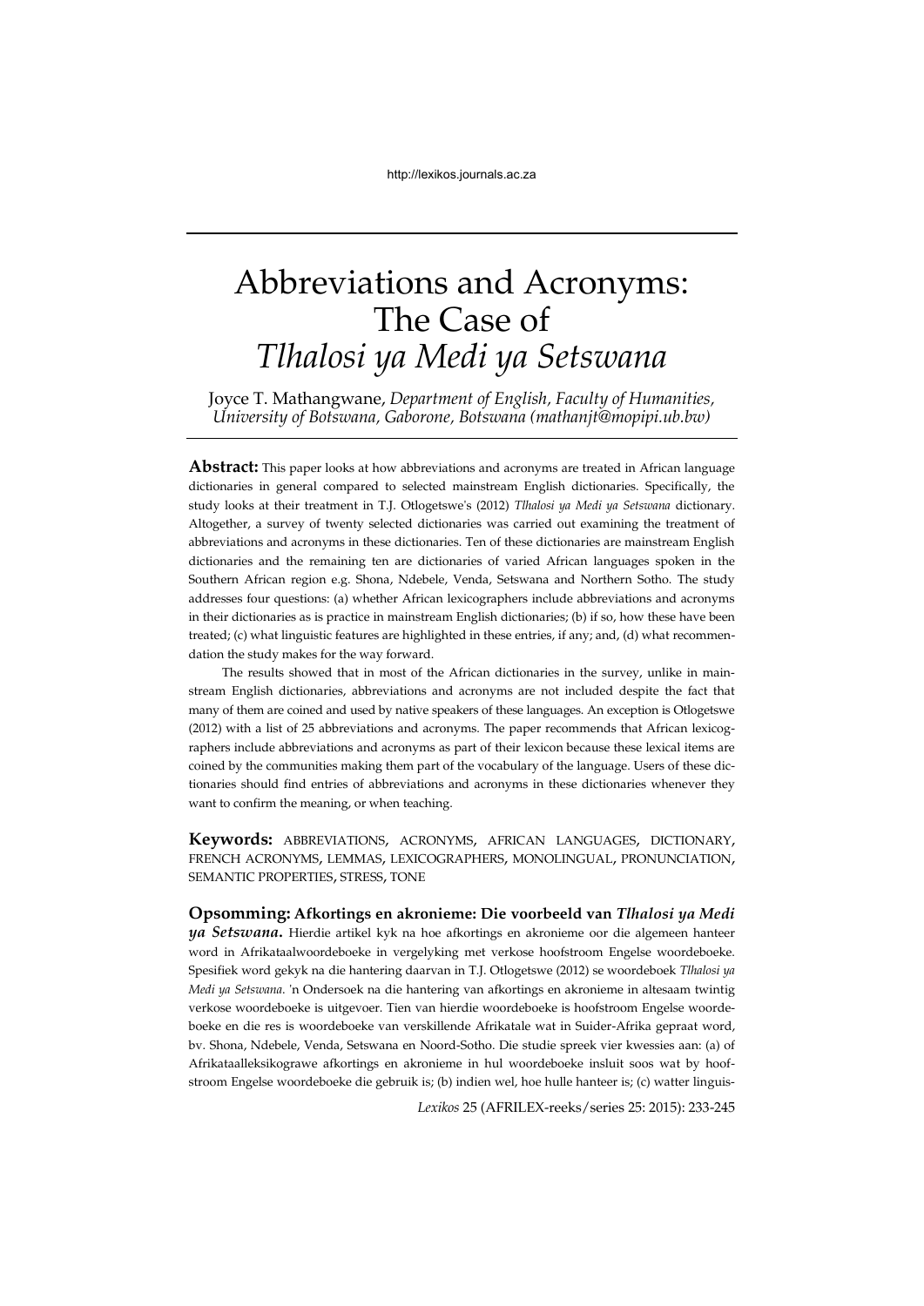# Abbreviations and Acronyms: The Case of *Tlhalosi ya Medi ya Setswana*

Joyce T. Mathangwane, *Department of English, Faculty of Humanities, University of Botswana, Gaborone, Botswana (mathanjt@mopipi.ub.bw)*

**Abstract:** This paper looks at how abbreviations and acronyms are treated in African language dictionaries in general compared to selected mainstream English dictionaries. Specifically, the study looks at their treatment in T.J. Otlogetswe's (2012) *Tlhalosi ya Medi ya Setswana* dictionary. Altogether, a survey of twenty selected dictionaries was carried out examining the treatment of abbreviations and acronyms in these dictionaries. Ten of these dictionaries are mainstream English dictionaries and the remaining ten are dictionaries of varied African languages spoken in the Southern African region e.g. Shona, Ndebele, Venda, Setswana and Northern Sotho. The study addresses four questions: (a) whether African lexicographers include abbreviations and acronyms in their dictionaries as is practice in mainstream English dictionaries; (b) if so, how these have been treated; (c) what linguistic features are highlighted in these entries, if any; and, (d) what recommendation the study makes for the way forward.

The results showed that in most of the African dictionaries in the survey, unlike in mainstream English dictionaries, abbreviations and acronyms are not included despite the fact that many of them are coined and used by native speakers of these languages. An exception is Otlogetswe (2012) with a list of 25 abbreviations and acronyms. The paper recommends that African lexicographers include abbreviations and acronyms as part of their lexicon because these lexical items are coined by the communities making them part of the vocabulary of the language. Users of these dictionaries should find entries of abbreviations and acronyms in these dictionaries whenever they want to confirm the meaning, or when teaching.

**Keywords:** ABBREVIATIONS, ACRONYMS, AFRICAN LANGUAGES, DICTIONARY, FRENCH ACRONYMS, LEMMAS, LEXICOGRAPHERS, MONOLINGUAL, PRONUNCIATION, SEMANTIC PROPERTIES, STRESS, TONE

**Opsomming: Afkortings en akronieme: Die voorbeeld van *Tlhalosi ya Medi ya Setswana*.** Hierdie artikel kyk na hoe afkortings en akronieme oor die algemeen hanteer word in Afrikataalwoordeboeke in vergelyking met verkose hoofstroom Engelse woordeboeke. Spesifiek word gekyk na die hantering daarvan in T.J. Otlogetswe (2012) se woordeboek *Tlhalosi ya Medi ya Setswana*. 'n Ondersoek na die hantering van afkortings en akronieme in altesaam twintig verkose woordeboeke is uitgevoer. Tien van hierdie woordeboeke is hoofstroom Engelse woordeboeke en die res is woordeboeke van verskillende Afrikatale wat in Suider-Afrika gepraat word, bv. Shona, Ndebele, Venda, Setswana en Noord-Sotho. Die studie spreek vier kwessies aan: (a) of Afrikataalleksikograwe afkortings en akronieme in hul woordeboeke insluit soos wat by hoofstroom Engelse woordeboeke die gebruik is; (b) indien wel, hoe hulle hanteer is; (c) watter linguis-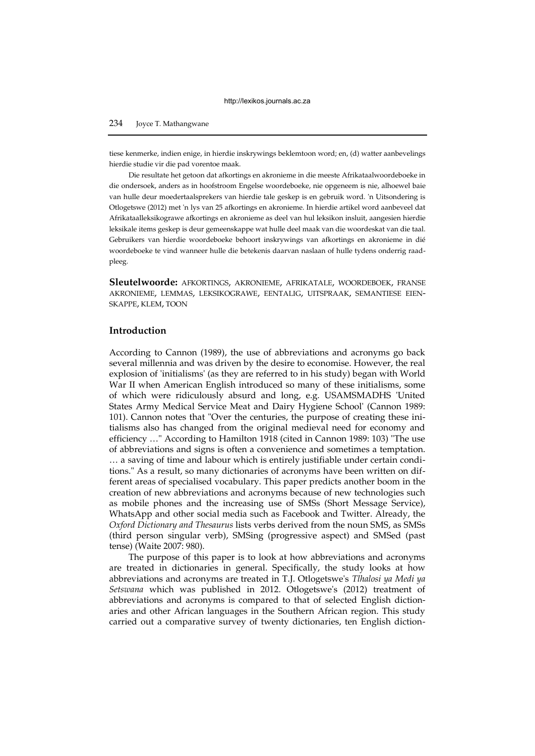tiese kenmerke, indien enige, in hierdie inskrywings beklemtoon word; en, (d) watter aanbevelings hierdie studie vir die pad vorentoe maak.

Die resultate het getoon dat afkortings en akronieme in die meeste Afrikataalwoordeboeke in die ondersoek, anders as in hoofstroom Engelse woordeboeke, nie opgeneem is nie, alhoewel baie van hulle deur moedertaalsprekers van hierdie tale geskep is en gebruik word. 'n Uitsondering is Otlogetswe (2012) met 'n lys van 25 afkortings en akronieme. In hierdie artikel word aanbeveel dat Afrikataalleksikograwe afkortings en akronieme as deel van hul leksikon insluit, aangesien hierdie leksikale items geskep is deur gemeenskappe wat hulle deel maak van die woordeskat van die taal. Gebruikers van hierdie woordeboeke behoort inskrywings van afkortings en akronieme in dié woordeboeke te vind wanneer hulle die betekenis daarvan naslaan of hulle tydens onderrig raadpleeg.

**Sleutelwoorde:** AFKORTINGS, AKRONIEME, AFRIKATALE, WOORDEBOEK, FRANSE AKRONIEME, LEMMAS, LEKSIKOGRAWE, EENTALIG, UITSPRAAK, SEMANTIESE EIENSKAPPE, KLEM, TOON

## Introduction

According to Cannon (1989), the use of abbreviations and acronyms go back several millennia and was driven by the desire to economise. However, the real explosion of 'initialisms' (as they are referred to in his study) began with World War II when American English introduced so many of these initialisms, some of which were ridiculously absurd and long, e.g. USAMSMADHS 'United States Army Medical Service Meat and Dairy Hygiene School' (Cannon 1989: 101). Cannon notes that "Over the centuries, the purpose of creating these initialisms also has changed from the original medieval need for economy and efficiency …" According to Hamilton 1918 (cited in Cannon 1989: 103) "The use of abbreviations and signs is often a convenience and sometimes a temptation. … a saving of time and labour which is entirely justifiable under certain conditions." As a result, so many dictionaries of acronyms have been written on different areas of specialised vocabulary. This paper predicts another boom in the creation of new abbreviations and acronyms because of new technologies such as mobile phones and the increasing use of SMSs (Short Message Service), WhatsApp and other social media such as Facebook and Twitter. Already, the *Oxford Dictionary and Thesaurus* lists verbs derived from the noun SMS, as SMSs (third person singular verb), SMSing (progressive aspect) and SMSed (past tense) (Waite 2007: 980).

The purpose of this paper is to look at how abbreviations and acronyms are treated in dictionaries in general. Specifically, the study looks at how abbreviations and acronyms are treated in T.J. Otlogetswe's *Tlhalosi ya Medi ya Setswana* which was published in 2012. Otlogetswe's (2012) treatment of abbreviations and acronyms is compared to that of selected English dictionaries and other African languages in the Southern African region. This study carried out a comparative survey of twenty dictionaries, ten English diction-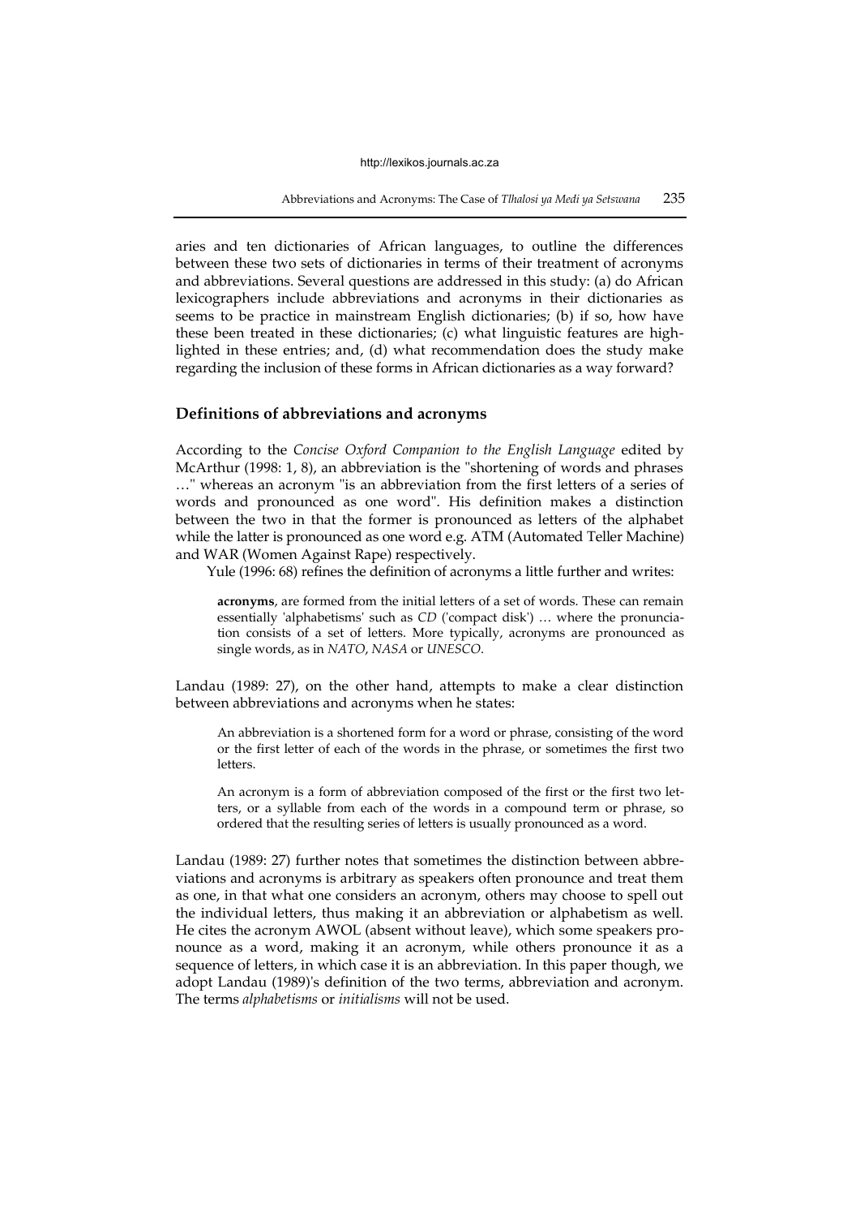aries and ten dictionaries of African languages, to outline the differences between these two sets of dictionaries in terms of their treatment of acronyms and abbreviations. Several questions are addressed in this study: (a) do African lexicographers include abbreviations and acronyms in their dictionaries as seems to be practice in mainstream English dictionaries; (b) if so, how have these been treated in these dictionaries; (c) what linguistic features are highlighted in these entries; and, (d) what recommendation does the study make regarding the inclusion of these forms in African dictionaries as a way forward?

## Definitions of abbreviations and acronyms

According to the *Concise Oxford Companion to the English Language* edited by McArthur (1998: 1, 8), an abbreviation is the "shortening of words and phrases …" whereas an acronym "is an abbreviation from the first letters of a series of words and pronounced as one word". His definition makes a distinction between the two in that the former is pronounced as letters of the alphabet while the latter is pronounced as one word e.g. ATM (Automated Teller Machine) and WAR (Women Against Rape) respectively.

Yule (1996: 68) refines the definition of acronyms a little further and writes:

> **acronyms**, are formed from the initial letters of a set of words. These can remain essentially 'alphabetisms' such as *CD* ('compact disk') … where the pronunciation consists of a set of letters. More typically, acronyms are pronounced as single words, as in *NATO*, *NASA* or *UNESCO*.

Landau (1989: 27), on the other hand, attempts to make a clear distinction between abbreviations and acronyms when he states:

> An abbreviation is a shortened form for a word or phrase, consisting of the word or the first letter of each of the words in the phrase, or sometimes the first two letters.
>
> An acronym is a form of abbreviation composed of the first or the first two letters, or a syllable from each of the words in a compound term or phrase, so ordered that the resulting series of letters is usually pronounced as a word.

Landau (1989: 27) further notes that sometimes the distinction between abbreviations and acronyms is arbitrary as speakers often pronounce and treat them as one, in that what one considers an acronym, others may choose to spell out the individual letters, thus making it an abbreviation or alphabetism as well. He cites the acronym AWOL (absent without leave), which some speakers pronounce as a word, making it an acronym, while others pronounce it as a sequence of letters, in which case it is an abbreviation. In this paper though, we adopt Landau (1989)'s definition of the two terms, abbreviation and acronym. The terms *alphabetisms* or *initialisms* will not be used.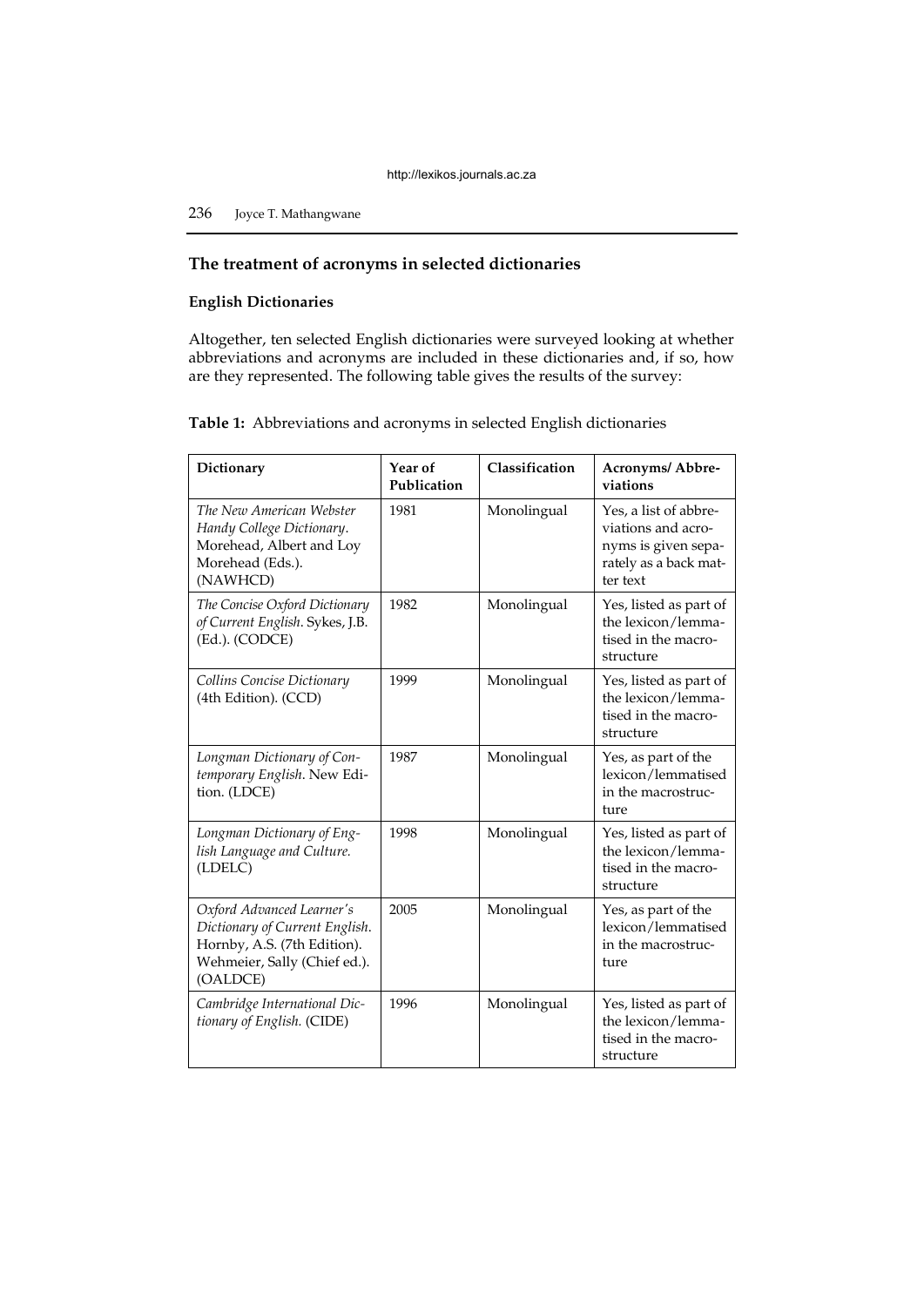## The treatment of acronyms in selected dictionaries

### English Dictionaries

Altogether, ten selected English dictionaries were surveyed looking at whether abbreviations and acronyms are included in these dictionaries and, if so, how are they represented. The following table gives the results of the survey:

**Table 1:** Abbreviations and acronyms in selected English dictionaries

| Dictionary | Year of Publication | Classification | Acronyms/ Abbreviations |
|---|---|---|---|
| *The New American Webster Handy College Dictionary*. Morehead, Albert and Loy Morehead (Eds.). (NAWHCD) | 1981 | Monolingual | Yes, a list of abbreviations and acronyms is given separately as a back matter text |
| *The Concise Oxford Dictionary of Current English*. Sykes, J.B. (Ed.). (CODCE) | 1982 | Monolingual | Yes, listed as part of the lexicon/lemmatised in the macrostructure |
| *Collins Concise Dictionary* (4th Edition). (CCD) | 1999 | Monolingual | Yes, listed as part of the lexicon/lemmatised in the macrostructure |
| *Longman Dictionary of Contemporary English*. New Edition. (LDCE) | 1987 | Monolingual | Yes, as part of the lexicon/lemmatised in the macrostructure |
| *Longman Dictionary of English Language and Culture.* (LDELC) | 1998 | Monolingual | Yes, listed as part of the lexicon/lemmatised in the macrostructure |
| *Oxford Advanced Learner's Dictionary of Current English*. Hornby, A.S. (7th Edition). Wehmeier, Sally (Chief ed.). (OALDCE) | 2005 | Monolingual | Yes, as part of the lexicon/lemmatised in the macrostructure |
| *Cambridge International Dictionary of English.* (CIDE) | 1996 | Monolingual | Yes, listed as part of the lexicon/lemmatised in the macrostructure |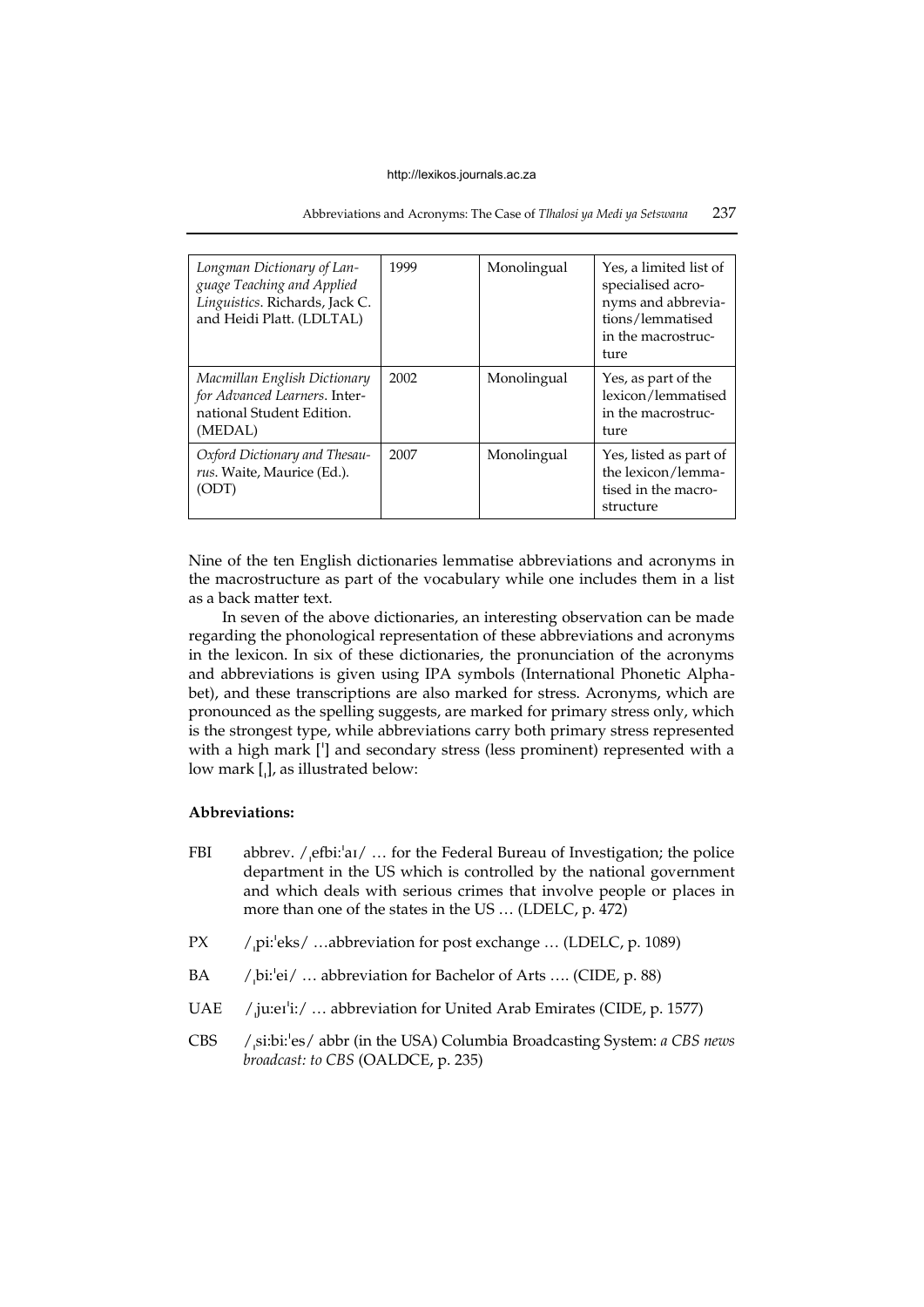| Longman Dictionary of Language Teaching and Applied Linguistics. Richards, Jack C. and Heidi Platt. (LDLTAL) | 1999 | Monolingual | Yes, a limited list of specialised acronyms and abbreviations/lemmatised in the macrostructure |
|---|---|---|---|
| *Macmillan English Dictionary for Advanced Learners*. International Student Edition. (MEDAL) | 2002 | Monolingual | Yes, as part of the lexicon/lemmatised in the macrostructure |
| *Oxford Dictionary and Thesaurus*. Waite, Maurice (Ed.). (ODT) | 2007 | Monolingual | Yes, listed as part of the lexicon/lemmatised in the macrostructure |

Nine of the ten English dictionaries lemmatise abbreviations and acronyms in the macrostructure as part of the vocabulary while one includes them in a list as a back matter text.

In seven of the above dictionaries, an interesting observation can be made regarding the phonological representation of these abbreviations and acronyms in the lexicon. In six of these dictionaries, the pronunciation of the acronyms and abbreviations is given using IPA symbols (International Phonetic Alphabet), and these transcriptions are also marked for stress. Acronyms, which are pronounced as the spelling suggests, are marked for primary stress only, which is the strongest type, while abbreviations carry both primary stress represented with a high mark [ˈ] and secondary stress (less prominent) represented with a low mark [ˌ], as illustrated below:

**Abbreviations:**

FBI abbrev. /ˌefbi:ˈaɪ/ … for the Federal Bureau of Investigation; the police department in the US which is controlled by the national government and which deals with serious crimes that involve people or places in more than one of the states in the US … (LDELC, p. 472)

PX /ˌpi:ˈeks/ …abbreviation for post exchange … (LDELC, p. 1089)

BA /ˌbi:ˈei/ … abbreviation for Bachelor of Arts …. (CIDE, p. 88)

UAE /ˌju:eɪˈi:/ … abbreviation for United Arab Emirates (CIDE, p. 1577)

CBS /ˌsi:bi:ˈes/ abbr (in the USA) Columbia Broadcasting System: *a CBS news broadcast: to CBS* (OALDCE, p. 235)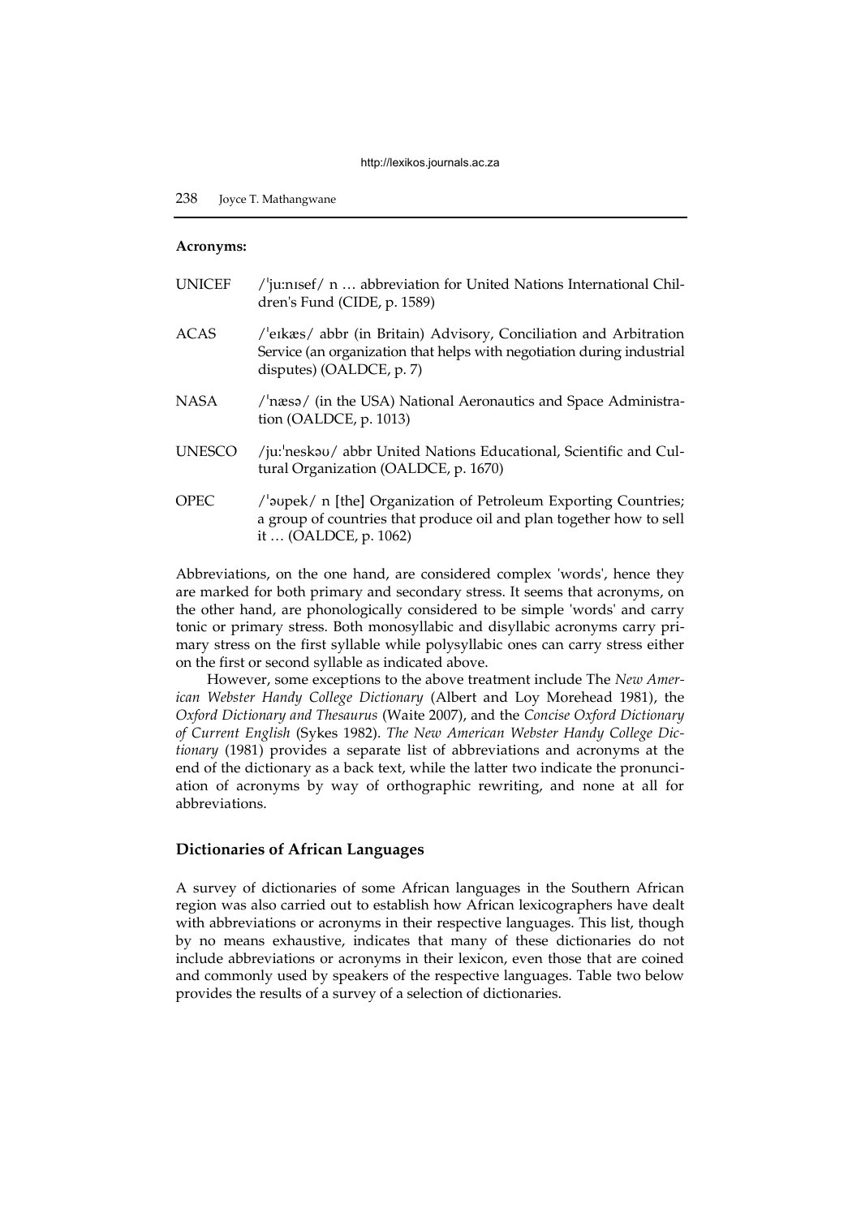**Acronyms:**

| | |
|---|---|
| UNICEF | /ˈjuːnɪsef/ n … abbreviation for United Nations International Children's Fund (CIDE, p. 1589) |
| ACAS | /ˈeɪkæs/ abbr (in Britain) Advisory, Conciliation and Arbitration Service (an organization that helps with negotiation during industrial disputes) (OALDCE, p. 7) |
| NASA | /ˈnæsə/ (in the USA) National Aeronautics and Space Administration (OALDCE, p. 1013) |
| UNESCO | /juːˈneskəʊ/ abbr United Nations Educational, Scientific and Cultural Organization (OALDCE, p. 1670) |
| OPEC | /ˈəʊpek/ n [the] Organization of Petroleum Exporting Countries; a group of countries that produce oil and plan together how to sell it … (OALDCE, p. 1062) |

Abbreviations, on the one hand, are considered complex 'words', hence they are marked for both primary and secondary stress. It seems that acronyms, on the other hand, are phonologically considered to be simple 'words' and carry tonic or primary stress. Both monosyllabic and disyllabic acronyms carry primary stress on the first syllable while polysyllabic ones can carry stress either on the first or second syllable as indicated above.

However, some exceptions to the above treatment include The *New American Webster Handy College Dictionary* (Albert and Loy Morehead 1981), the *Oxford Dictionary and Thesaurus* (Waite 2007), and the *Concise Oxford Dictionary of Current English* (Sykes 1982). *The New American Webster Handy College Dictionary* (1981) provides a separate list of abbreviations and acronyms at the end of the dictionary as a back text, while the latter two indicate the pronunciation of acronyms by way of orthographic rewriting, and none at all for abbreviations.

## Dictionaries of African Languages

A survey of dictionaries of some African languages in the Southern African region was also carried out to establish how African lexicographers have dealt with abbreviations or acronyms in their respective languages. This list, though by no means exhaustive, indicates that many of these dictionaries do not include abbreviations or acronyms in their lexicon, even those that are coined and commonly used by speakers of the respective languages. Table two below provides the results of a survey of a selection of dictionaries.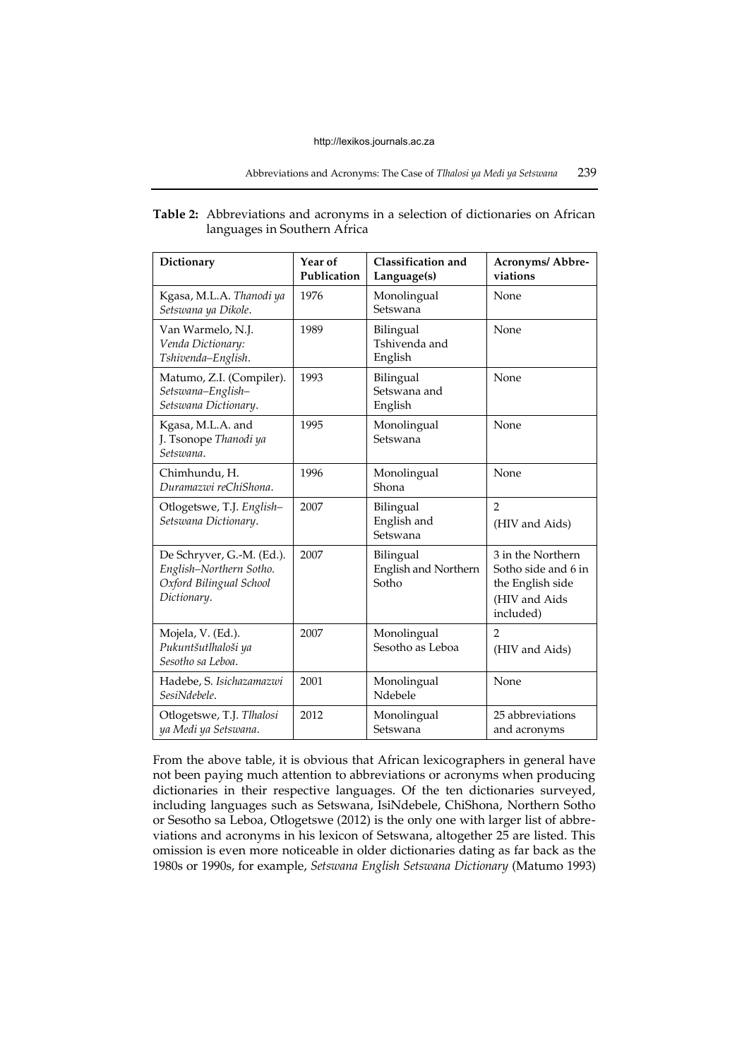**Table 2:** Abbreviations and acronyms in a selection of dictionaries on African languages in Southern Africa

| Dictionary | Year of Publication | Classification and Language(s) | Acronyms/ Abbreviations |
|---|---|---|---|
| Kgasa, M.L.A. *Thanodi ya Setswana ya Dikole*. | 1976 | Monolingual Setswana | None |
| Van Warmelo, N.J. *Venda Dictionary: Tshivenda–English*. | 1989 | Bilingual Tshivenda and English | None |
| Matumo, Z.I. (Compiler). *Setswana–English–Setswana Dictionary*. | 1993 | Bilingual Setswana and English | None |
| Kgasa, M.L.A. and J. Tsonope *Thanodi ya Setswana*. | 1995 | Monolingual Setswana | None |
| Chimhundu, H. *Duramazwi reChiShona*. | 1996 | Monolingual Shona | None |
| Otlogetswe, T.J. *English–Setswana Dictionary*. | 2007 | Bilingual English and Setswana | 2 (HIV and Aids) |
| De Schryver, G.-M. (Ed.). *English–Northern Sotho. Oxford Bilingual School Dictionary*. | 2007 | Bilingual English and Northern Sotho | 3 in the Northern Sotho side and 6 in the English side (HIV and Aids included) |
| Mojela, V. (Ed.). *Pukuntšutlhaloši ya Sesotho sa Leboa*. | 2007 | Monolingual Sesotho as Leboa | 2 (HIV and Aids) |
| Hadebe, S. *Isichazamazwi SesiNdebele*. | 2001 | Monolingual Ndebele | None |
| Otlogetswe, T.J. *Tlhalosi ya Medi ya Setswana*. | 2012 | Monolingual Setswana | 25 abbreviations and acronyms |

From the above table, it is obvious that African lexicographers in general have not been paying much attention to abbreviations or acronyms when producing dictionaries in their respective languages. Of the ten dictionaries surveyed, including languages such as Setswana, IsiNdebele, ChiShona, Northern Sotho or Sesotho sa Leboa, Otlogetswe (2012) is the only one with larger list of abbreviations and acronyms in his lexicon of Setswana, altogether 25 are listed. This omission is even more noticeable in older dictionaries dating as far back as the 1980s or 1990s, for example, *Setswana English Setswana Dictionary* (Matumo 1993)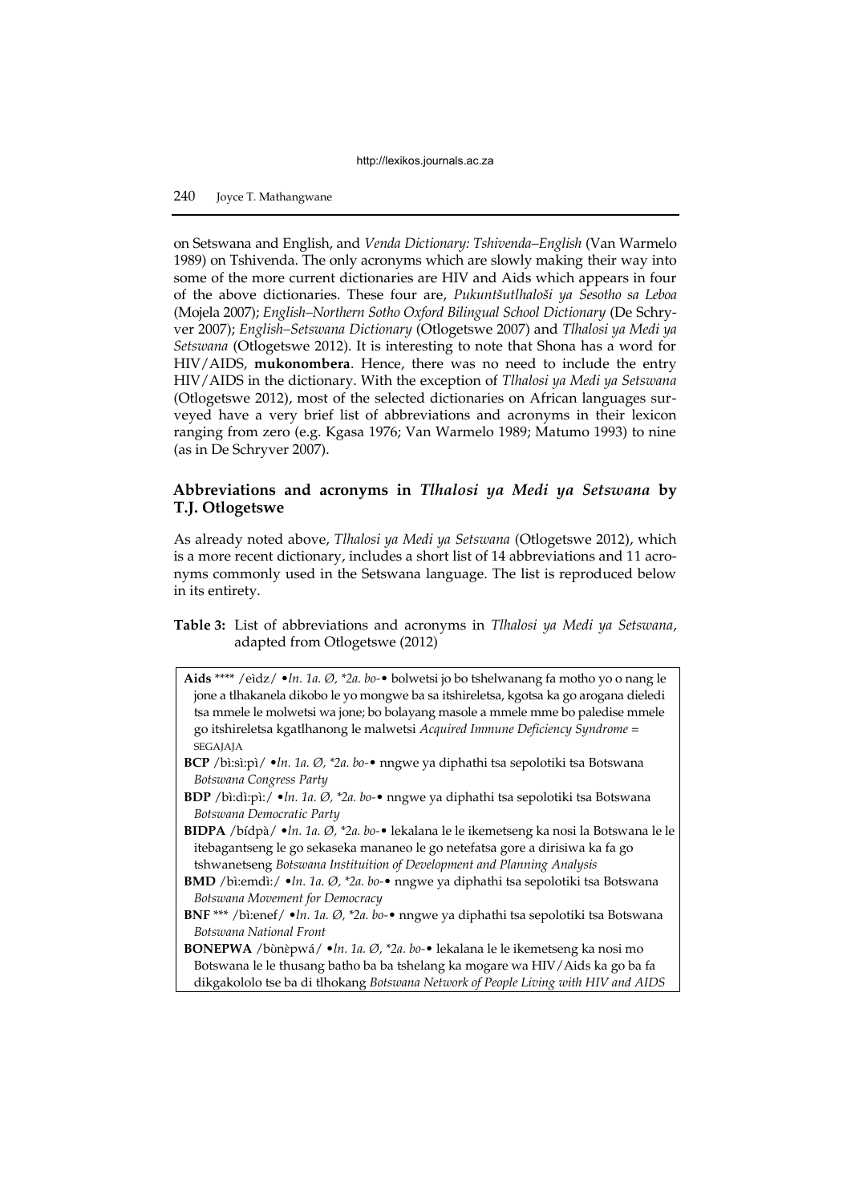on Setswana and English, and *Venda Dictionary: Tshivenda–English* (Van Warmelo 1989) on Tshivenda. The only acronyms which are slowly making their way into some of the more current dictionaries are HIV and Aids which appears in four of the above dictionaries. These four are, *Pukuntšutlhaloši ya Sesotho sa Leboa* (Mojela 2007); *English–Northern Sotho Oxford Bilingual School Dictionary* (De Schryver 2007); *English–Setswana Dictionary* (Otlogetswe 2007) and *Tlhalosi ya Medi ya Setswana* (Otlogetswe 2012). It is interesting to note that Shona has a word for HIV/AIDS, **mukonombera**. Hence, there was no need to include the entry HIV/AIDS in the dictionary. With the exception of *Tlhalosi ya Medi ya Setswana* (Otlogetswe 2012), most of the selected dictionaries on African languages surveyed have a very brief list of abbreviations and acronyms in their lexicon ranging from zero (e.g. Kgasa 1976; Van Warmelo 1989; Matumo 1993) to nine (as in De Schryver 2007).

## Abbreviations and acronyms in *Tlhalosi ya Medi ya Setswana* by T.J. Otlogetswe

As already noted above, *Tlhalosi ya Medi ya Setswana* (Otlogetswe 2012), which is a more recent dictionary, includes a short list of 14 abbreviations and 11 acronyms commonly used in the Setswana language. The list is reproduced below in its entirety.

**Table 3:** List of abbreviations and acronyms in *Tlhalosi ya Medi ya Setswana*, adapted from Otlogetswe (2012)

**Aids** **** /eìdz/ •*ln. 1a. Ø, *2a. bo-*• bolwetsi jo bo tshelwanang fa motho yo o nang le jone a tlhakanela dikobo le yo mongwe ba sa itshireletsa, kgotsa ka go arogana dieledi tsa mmele le molwetsi wa jone; bo bolayang masole a mmele mme bo paledise mmele go itshireletsa kgatlhanong le malwetsi *Acquired Immune Deficiency Syndrome* = SEGAJAJA

**BCP** /bì:sì:pì/ •*ln. 1a. Ø, *2a. bo-*• nngwe ya diphathi tsa sepolotiki tsa Botswana *Botswana Congress Party*

**BDP** /bì:dì:pì:/ •*ln. 1a. Ø, *2a. bo-*• nngwe ya diphathi tsa sepolotiki tsa Botswana *Botswana Democratic Party*

**BIDPA** /bídpà/ •*ln. 1a. Ø, *2a. bo-*• lekalana le le ikemetseng ka nosi la Botswana le le itebagantseng le go sekaseka mananeo le go netefatsa gore a dirisiwa ka fa go tshwanetseng *Botswana Instituition of Development and Planning Analysis*

**BMD** /bì:emdì:/ •*ln. 1a. Ø, *2a. bo-*• nngwe ya diphathi tsa sepolotiki tsa Botswana *Botswana Movement for Democracy*

**BNF** *** /bì:enef/ •*ln. 1a. Ø, *2a. bo-*• nngwe ya diphathi tsa sepolotiki tsa Botswana *Botswana National Front*

**BONEPWA** /bònèpwá/ •*ln. 1a. Ø, *2a. bo-*• lekalana le le ikemetseng ka nosi mo Botswana le le thusang batho ba ba tshelang ka mogare wa HIV/Aids ka go ba fa dikgakololo tse ba di tlhokang *Botswana Network of People Living with HIV and AIDS*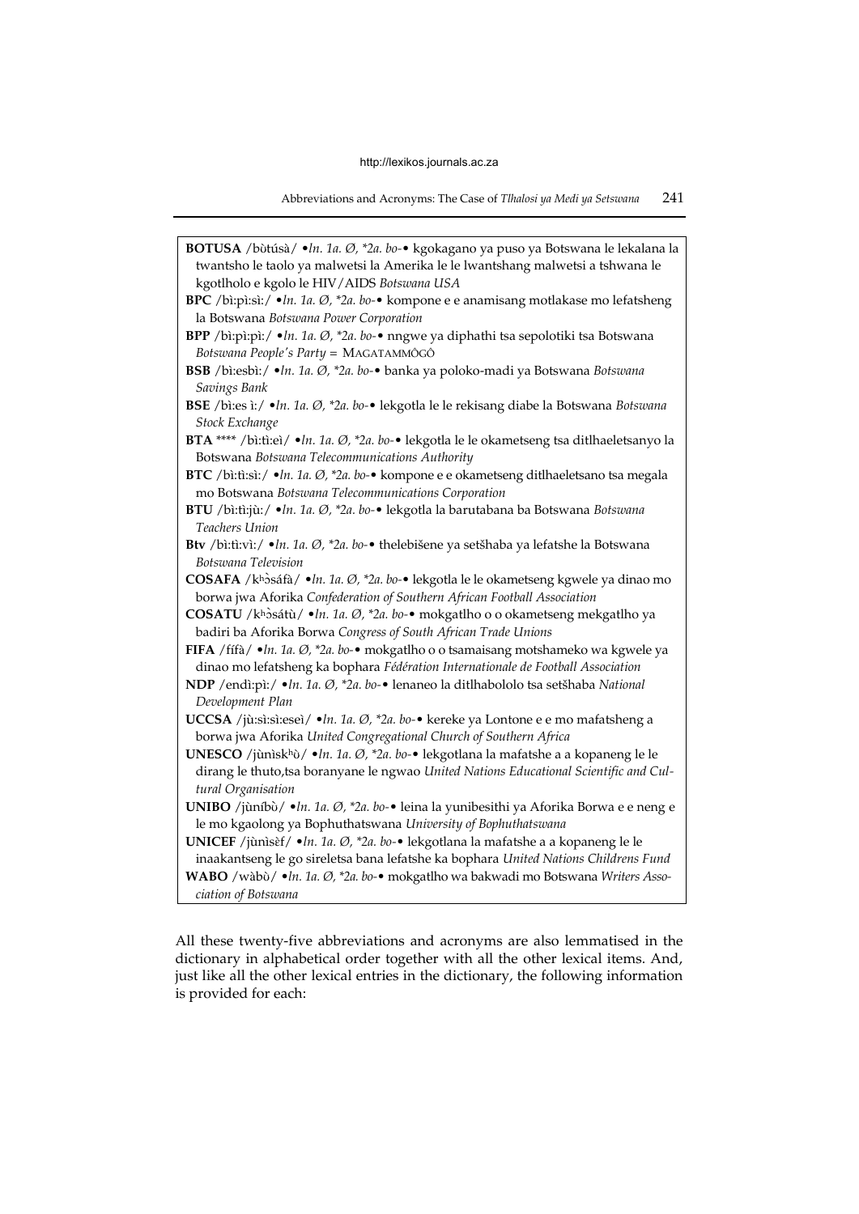**BOTUSA** /bùtúsà/ •*ln. 1a. Ø, *2a. bo-*• kgokagano ya puso ya Botswana le lekalana la twantsho le taolo ya malwetsi la Amerika le le lwantshang malwetsi a tshwana le kgotlholo e kgolo le HIV/AIDS *Botswana USA*

**BPC** /bì:pì:sì:/ •*ln. 1a. Ø, *2a. bo-*• kompone e e anamisang motlakase mo lefatsheng la Botswana *Botswana Power Corporation*

**BPP** /bì:pì:pì:/ •*ln. 1a. Ø, *2a. bo-*• nngwe ya diphathi tsa sepolotiki tsa Botswana *Botswana People's Party* = MAGATAMMÔGÔ

**BSB** /bì:esbì:/ •*ln. 1a. Ø, *2a. bo-*• banka ya poloko-madi ya Botswana *Botswana Savings Bank*

**BSE** /bì:es ì:/ •*ln. 1a. Ø, *2a. bo-*• lekgotla le le rekisang diabe la Botswana *Botswana Stock Exchange*

**BTA** **** /bì:tì:eì/ •*ln. 1a. Ø, *2a. bo-*• lekgotla le le okametseng tsa ditlhaeletsanyo la Botswana *Botswana Telecommunications Authority*

**BTC** /bì:tì:sì:/ •*ln. 1a. Ø, *2a. bo-*• kompone e e okametseng ditlhaeletsano tsa megala mo Botswana *Botswana Telecommunications Corporation*

**BTU** /bì:tì:jù:/ •*ln. 1a. Ø, *2a. bo-*• lekgotla la barutabana ba Botswana *Botswana Teachers Union*

**Btv** /bì:tì:vì:/ •*ln. 1a. Ø, *2a. bo-*• thelebišene ya setšhaba ya lefatshe la Botswana *Botswana Television*

**COSAFA** /kʰɔ̀sáfà/ •*ln. 1a. Ø, *2a. bo-*• lekgotla le le okametseng kgwele ya dinao mo borwa jwa Aforika *Confederation of Southern African Football Association*

**COSATU** /kʰɔ̀sátù/ •*ln. 1a. Ø, *2a. bo-*• mokgatlho o o okametseng mekgatlho ya badiri ba Aforika Borwa *Congress of South African Trade Unions*

**FIFA** /fífà/ •*ln. 1a. Ø, *2a. bo-*• mokgatlho o o tsamaisang motshameko wa kgwele ya dinao mo lefatsheng ka bophara *Fédération Internationale de Football Association*

**NDP** /endì:pì:/ •*ln. 1a. Ø, *2a. bo-*• lenaneo la ditlhabololo tsa setšhaba *National Development Plan*

**UCCSA** /jù:sì:sì:eseì/ •*ln. 1a. Ø, *2a. bo-*• kereke ya Lontone e e mo mafatsheng a borwa jwa Aforika *United Congregational Church of Southern Africa*

**UNESCO** /jùnìskʰù/ •*ln. 1a. Ø, *2a. bo-*• lekgotlana la mafatshe a a kopaneng le le dirang le thuto,tsa boranyane le ngwao *United Nations Educational Scientific and Cultural Organisation*

**UNIBO** /jùníbù/ •*ln. 1a. Ø, *2a. bo-*• leina la yunibesithi ya Aforika Borwa e e neng e le mo kgaolong ya Bophuthatswana *University of Bophuthatswana*

**UNICEF** /jùnìsɛ̀f/ •*ln. 1a. Ø, *2a. bo-*• lekgotlana la mafatshe a a kopaneng le le inaakantseng le go sireletsa bana lefatshe ka bophara *United Nations Childrens Fund*

**WABO** /wàbù/ •*ln. 1a. Ø, *2a. bo-*• mokgatlho wa bakwadi mo Botswana *Writers Association of Botswana*

All these twenty-five abbreviations and acronyms are also lemmatised in the dictionary in alphabetical order together with all the other lexical items. And, just like all the other lexical entries in the dictionary, the following information is provided for each: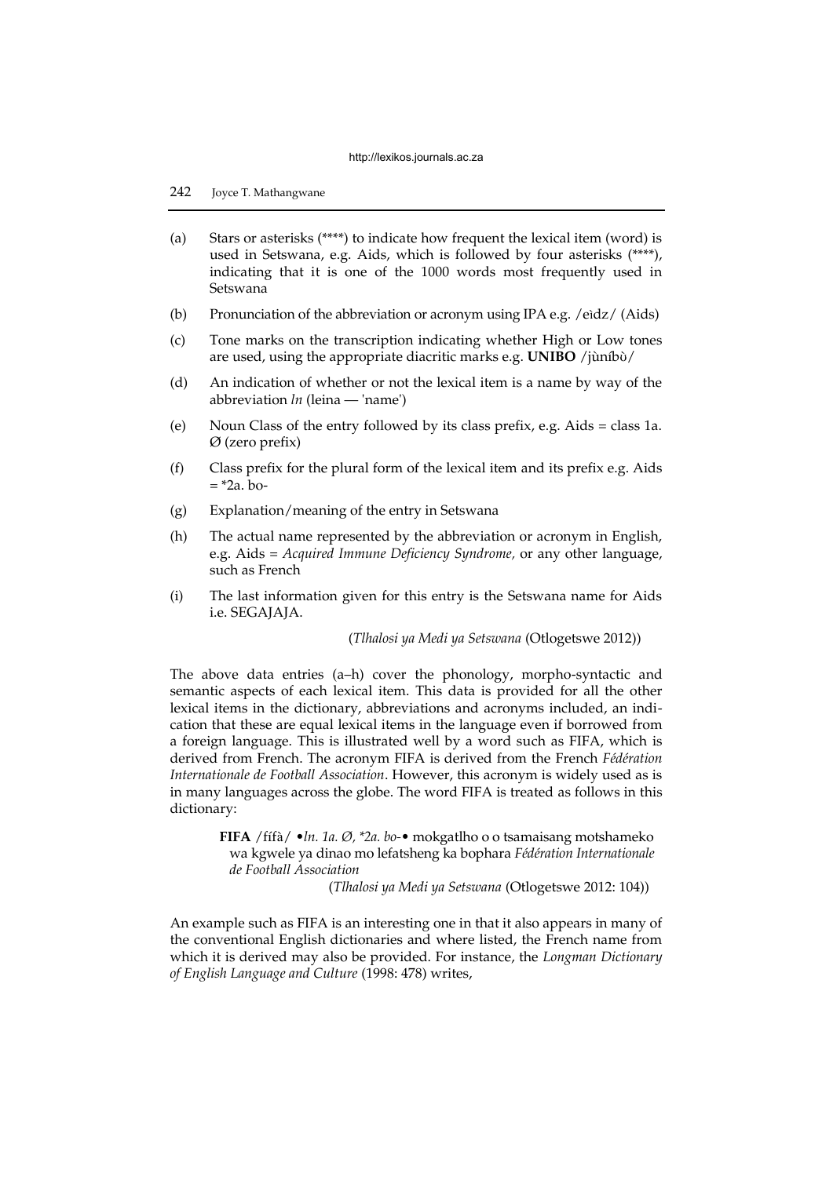(a) Stars or asterisks (****) to indicate how frequent the lexical item (word) is used in Setswana, e.g. Aids, which is followed by four asterisks (****), indicating that it is one of the 1000 words most frequently used in Setswana

(b) Pronunciation of the abbreviation or acronym using IPA e.g. /eìdz/ (Aids)

(c) Tone marks on the transcription indicating whether High or Low tones are used, using the appropriate diacritic marks e.g. **UNIBO** /jùníbʊ̀/

(d) An indication of whether or not the lexical item is a name by way of the abbreviation *ln* (leina — 'name')

(e) Noun Class of the entry followed by its class prefix, e.g. Aids = class 1a. Ø (zero prefix)

(f) Class prefix for the plural form of the lexical item and its prefix e.g. Aids = *2a. bo-

(g) Explanation/meaning of the entry in Setswana

(h) The actual name represented by the abbreviation or acronym in English, e.g. Aids = *Acquired Immune Deficiency Syndrome,* or any other language, such as French

(i) The last information given for this entry is the Setswana name for Aids i.e. SEGAJAJA.

(*Tlhalosi ya Medi ya Setswana* (Otlogetswe 2012))

The above data entries (a–h) cover the phonology, morpho-syntactic and semantic aspects of each lexical item. This data is provided for all the other lexical items in the dictionary, abbreviations and acronyms included, an indication that these are equal lexical items in the language even if borrowed from a foreign language. This is illustrated well by a word such as FIFA, which is derived from French. The acronym FIFA is derived from the French *Fédération Internationale de Football Association*. However, this acronym is widely used as is in many languages across the globe. The word FIFA is treated as follows in this dictionary:

> **FIFA** /fífà/ •*ln. 1a. Ø, *2a. bo-*• mokgatlho o o tsamaisang motshameko wa kgwele ya dinao mo lefatsheng ka bophara *Fédération Internationale de Football Association*
>
> (*Tlhalosi ya Medi ya Setswana* (Otlogetswe 2012: 104))

An example such as FIFA is an interesting one in that it also appears in many of the conventional English dictionaries and where listed, the French name from which it is derived may also be provided. For instance, the *Longman Dictionary of English Language and Culture* (1998: 478) writes,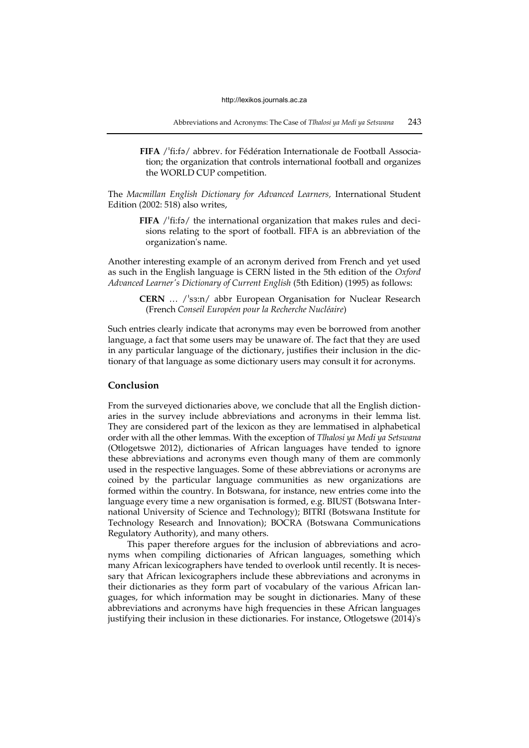> **FIFA** /ˈfiːfə/ abbrev. for Fédération Internationale de Football Association; the organization that controls international football and organizes the WORLD CUP competition.

The *Macmillan English Dictionary for Advanced Learners*, International Student Edition (2002: 518) also writes,

> **FIFA** /ˈfiːfə/ the international organization that makes rules and decisions relating to the sport of football. FIFA is an abbreviation of the organization's name.

Another interesting example of an acronym derived from French and yet used as such in the English language is CERN listed in the 5th edition of the *Oxford Advanced Learner's Dictionary of Current English* (5th Edition) (1995) as follows:

> **CERN** … /ˈsɜːn/ abbr European Organisation for Nuclear Research (French *Conseil Européen pour la Recherche Nucléaire*)

Such entries clearly indicate that acronyms may even be borrowed from another language, a fact that some users may be unaware of. The fact that they are used in any particular language of the dictionary, justifies their inclusion in the dictionary of that language as some dictionary users may consult it for acronyms.

## Conclusion

From the surveyed dictionaries above, we conclude that all the English dictionaries in the survey include abbreviations and acronyms in their lemma list. They are considered part of the lexicon as they are lemmatised in alphabetical order with all the other lemmas. With the exception of *Tlhalosi ya Medi ya Setswana* (Otlogetswe 2012), dictionaries of African languages have tended to ignore these abbreviations and acronyms even though many of them are commonly used in the respective languages. Some of these abbreviations or acronyms are coined by the particular language communities as new organizations are formed within the country. In Botswana, for instance, new entries come into the language every time a new organisation is formed, e.g. BIUST (Botswana International University of Science and Technology); BITRI (Botswana Institute for Technology Research and Innovation); BOCRA (Botswana Communications Regulatory Authority), and many others.

This paper therefore argues for the inclusion of abbreviations and acronyms when compiling dictionaries of African languages, something which many African lexicographers have tended to overlook until recently. It is necessary that African lexicographers include these abbreviations and acronyms in their dictionaries as they form part of vocabulary of the various African languages, for which information may be sought in dictionaries. Many of these abbreviations and acronyms have high frequencies in these African languages justifying their inclusion in these dictionaries. For instance, Otlogetswe (2014)'s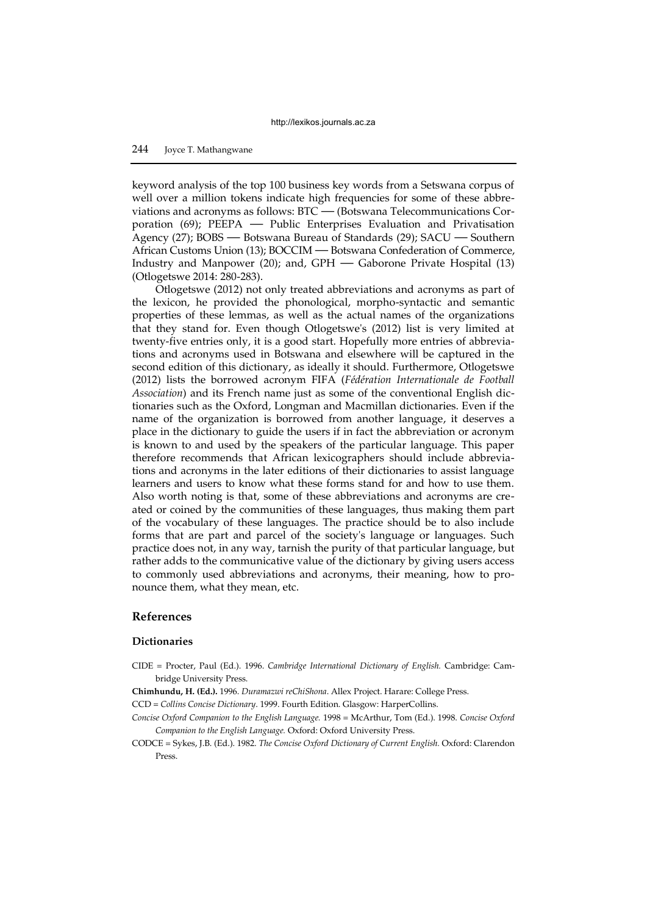keyword analysis of the top 100 business key words from a Setswana corpus of well over a million tokens indicate high frequencies for some of these abbreviations and acronyms as follows: BTC — (Botswana Telecommunications Corporation (69); PEEPA — Public Enterprises Evaluation and Privatisation Agency (27); BOBS — Botswana Bureau of Standards (29); SACU — Southern African Customs Union (13); BOCCIM — Botswana Confederation of Commerce, Industry and Manpower (20); and, GPH — Gaborone Private Hospital (13) (Otlogetswe 2014: 280-283).

Otlogetswe (2012) not only treated abbreviations and acronyms as part of the lexicon, he provided the phonological, morpho-syntactic and semantic properties of these lemmas, as well as the actual names of the organizations that they stand for. Even though Otlogetswe's (2012) list is very limited at twenty-five entries only, it is a good start. Hopefully more entries of abbreviations and acronyms used in Botswana and elsewhere will be captured in the second edition of this dictionary, as ideally it should. Furthermore, Otlogetswe (2012) lists the borrowed acronym FIFA (*Fédération Internationale de Football Association*) and its French name just as some of the conventional English dictionaries such as the Oxford, Longman and Macmillan dictionaries. Even if the name of the organization is borrowed from another language, it deserves a place in the dictionary to guide the users if in fact the abbreviation or acronym is known to and used by the speakers of the particular language. This paper therefore recommends that African lexicographers should include abbreviations and acronyms in the later editions of their dictionaries to assist language learners and users to know what these forms stand for and how to use them. Also worth noting is that, some of these abbreviations and acronyms are created or coined by the communities of these languages, thus making them part of the vocabulary of these languages. The practice should be to also include forms that are part and parcel of the society's language or languages. Such practice does not, in any way, tarnish the purity of that particular language, but rather adds to the communicative value of the dictionary by giving users access to commonly used abbreviations and acronyms, their meaning, how to pronounce them, what they mean, etc.

## References

### Dictionaries

CIDE = Procter, Paul (Ed.). 1996. *Cambridge International Dictionary of English.* Cambridge: Cambridge University Press.

**Chimhundu, H. (Ed.).** 1996. *Duramazwi reChiShona*. Allex Project. Harare: College Press.

CCD = *Collins Concise Dictionary*. 1999. Fourth Edition. Glasgow: HarperCollins.

*Concise Oxford Companion to the English Language.* 1998 = McArthur, Tom (Ed.). 1998. *Concise Oxford Companion to the English Language.* Oxford: Oxford University Press.

CODCE = Sykes, J.B. (Ed.). 1982. *The Concise Oxford Dictionary of Current English.* Oxford: Clarendon Press.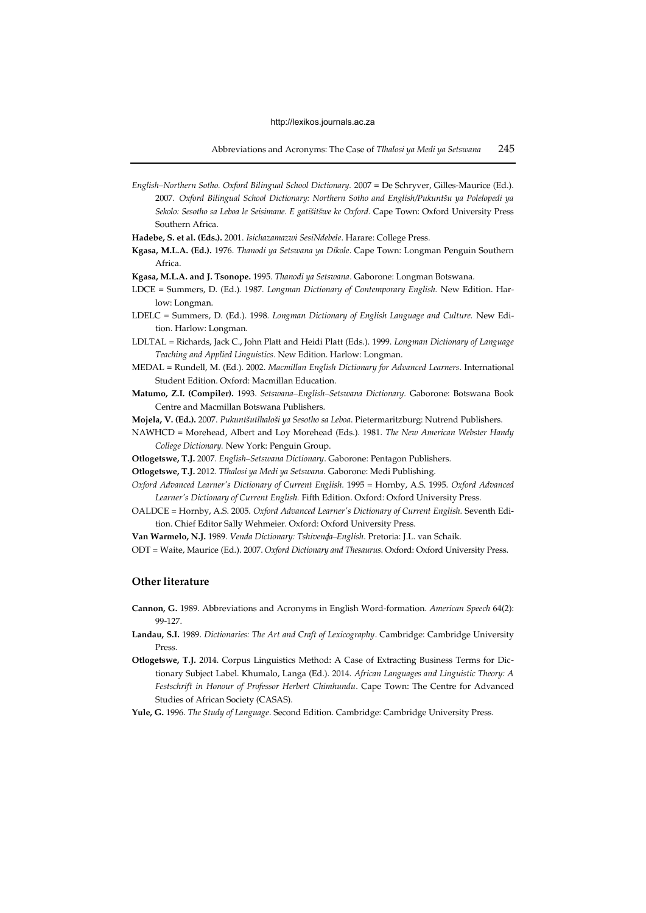*English–Northern Sotho. Oxford Bilingual School Dictionary.* 2007 = De Schryver, Gilles-Maurice (Ed.). 2007. *Oxford Bilingual School Dictionary: Northern Sotho and English/Pukuntšu ya Polelopedi ya Sekolo: Sesotho sa Leboa le Seisimane. E gatišitšwe ke Oxford.* Cape Town: Oxford University Press Southern Africa.

**Hadebe, S. et al. (Eds.).** 2001. *Isichazamazwi SesiNdebele*. Harare: College Press.

**Kgasa, M.L.A. (Ed.).** 1976. *Thanodi ya Setswana ya Dikole*. Cape Town: Longman Penguin Southern Africa.

**Kgasa, M.L.A. and J. Tsonope.** 1995. *Thanodi ya Setswana*. Gaborone: Longman Botswana.

LDCE = Summers, D. (Ed.). 1987. *Longman Dictionary of Contemporary English.* New Edition. Harlow: Longman.

LDELC = Summers, D. (Ed.). 1998. *Longman Dictionary of English Language and Culture.* New Edition. Harlow: Longman.

LDLTAL = Richards, Jack C., John Platt and Heidi Platt (Eds.). 1999. *Longman Dictionary of Language Teaching and Applied Linguistics*. New Edition. Harlow: Longman.

MEDAL = Rundell, M. (Ed.). 2002. *Macmillan English Dictionary for Advanced Learners*. International Student Edition. Oxford: Macmillan Education.

**Matumo, Z.I. (Compiler).** 1993. *Setswana–English–Setswana Dictionary.* Gaborone: Botswana Book Centre and Macmillan Botswana Publishers.

**Mojela, V. (Ed.).** 2007. *Pukuntšutlhaloši ya Sesotho sa Leboa*. Pietermaritzburg: Nutrend Publishers.

NAWHCD = Morehead, Albert and Loy Morehead (Eds.). 1981. *The New American Webster Handy College Dictionary.* New York: Penguin Group.

**Otlogetswe, T.J.** 2007. *English–Setswana Dictionary*. Gaborone: Pentagon Publishers.

**Otlogetswe, T.J.** 2012. *Tlhalosi ya Medi ya Setswana*. Gaborone: Medi Publishing.

*Oxford Advanced Learner's Dictionary of Current English.* 1995 = Hornby, A.S. 1995. *Oxford Advanced Learner's Dictionary of Current English.* Fifth Edition. Oxford: Oxford University Press.

OALDCE = Hornby, A.S. 2005. *Oxford Advanced Learner's Dictionary of Current English.* Seventh Edition. Chief Editor Sally Wehmeier. Oxford: Oxford University Press.

**Van Warmelo, N.J.** 1989. *Venda Dictionary: Tshivenḓa–English*. Pretoria: J.L. van Schaik.

ODT = Waite, Maurice (Ed.). 2007. *Oxford Dictionary and Thesaurus.* Oxford: Oxford University Press.

## Other literature

**Cannon, G.** 1989. Abbreviations and Acronyms in English Word-formation. *American Speech* 64(2): 99-127.

**Landau, S.I.** 1989. *Dictionaries: The Art and Craft of Lexicography*. Cambridge: Cambridge University Press.

**Otlogetswe, T.J.** 2014. Corpus Linguistics Method: A Case of Extracting Business Terms for Dictionary Subject Label. Khumalo, Langa (Ed.). 2014. *African Languages and Linguistic Theory: A Festschrift in Honour of Professor Herbert Chimhundu*. Cape Town: The Centre for Advanced Studies of African Society (CASAS).

**Yule, G.** 1996. *The Study of Language*. Second Edition. Cambridge: Cambridge University Press.